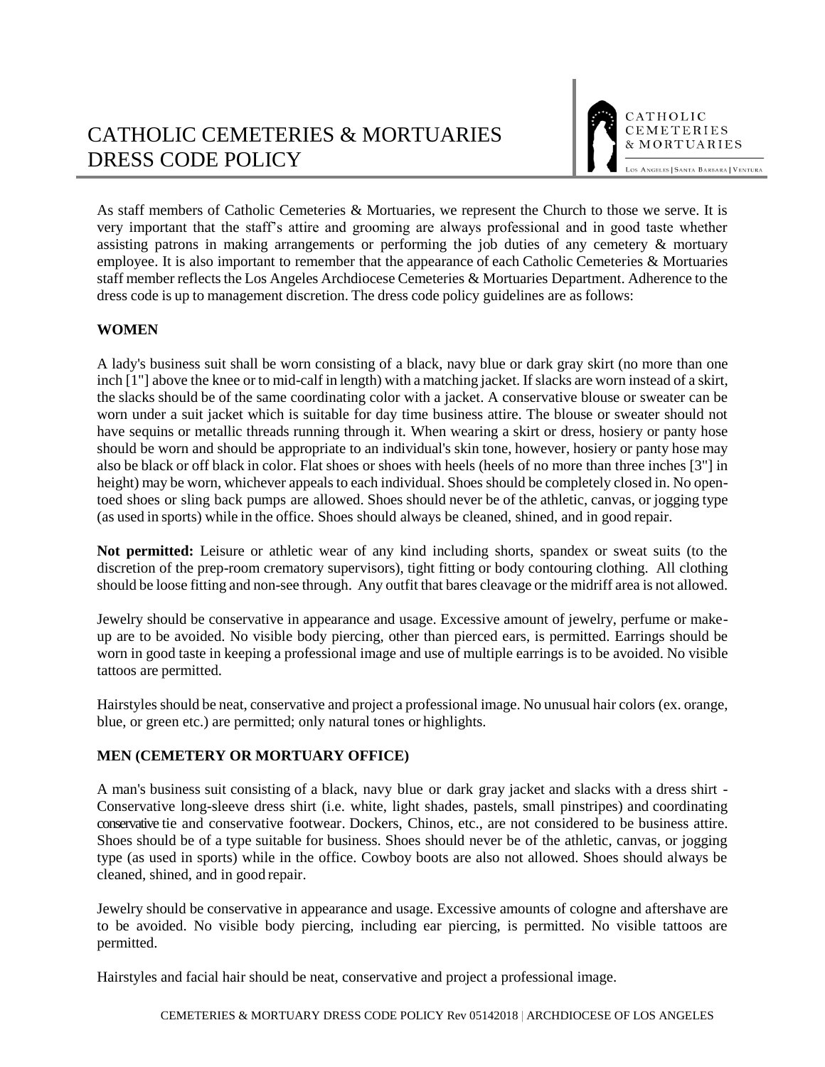# CATHOLIC CEMETERIES & MORTUARIES DRESS CODE POLICY

As staff members of Catholic Cemeteries & Mortuaries, we represent the Church to those we serve. It is very important that the staff's attire and grooming are always professional and in good taste whether assisting patrons in making arrangements or performing the job duties of any cemetery & mortuary employee. It is also important to remember that the appearance of each Catholic Cemeteries & Mortuaries staff member reflects the Los Angeles Archdiocese Cemeteries & Mortuaries Department. Adherence to the dress code is up to management discretion. The dress code policy guidelines are as follows:

**WOMEN**

A lady's business suit shall be worn consisting of a black, navy blue or dark gray skirt (no more than one inch [1"] above the knee or to mid-calf in length) with a matching jacket. If slacks are worn instead of a skirt, the slacks should be of the same coordinating color with a jacket. A conservative blouse or sweater can be worn under a suit jacket which is suitable for day time business attire. The blouse or sweater should not have sequins or metallic threads running through it. When wearing a skirt or dress, hosiery or panty hose should be worn and should be appropriate to an individual's skin tone, however, hosiery or panty hose may also be black or off black in color. Flat shoes or shoes with heels (heels of no more than three inches [3"] in height) may be worn, whichever appeals to each individual. Shoes should be completely closed in. No open-toed shoes or sling back pumps are allowed. Shoes should never be of the athletic, canvas, or jogging type (as used in sports) while in the office. Shoes should always be cleaned, shined, and in good repair.

**Not permitted:** Leisure or athletic wear of any kind including shorts, spandex or sweat suits (to the discretion of the prep-room crematory supervisors), tight fitting or body contouring clothing. All clothing should be loose fitting and non-see through. Any outfit that bares cleavage or the midriff area is not allowed.

Jewelry should be conservative in appearance and usage. Excessive amount of jewelry, perfume or make-up are to be avoided. No visible body piercing, other than pierced ears, is permitted. Earrings should be worn in good taste in keeping a professional image and use of multiple earrings is to be avoided. No visible tattoos are permitted.

Hairstyles should be neat, conservative and project a professional image. No unusual hair colors (ex. orange, blue, or green etc.) are permitted; only natural tones or highlights.

**MEN (CEMETERY OR MORTUARY OFFICE)**

A man's business suit consisting of a black, navy blue or dark gray jacket and slacks with a dress shirt - Conservative long-sleeve dress shirt (i.e. white, light shades, pastels, small pinstripes) and coordinating conservative tie and conservative footwear. Dockers, Chinos, etc., are not considered to be business attire. Shoes should be of a type suitable for business. Shoes should never be of the athletic, canvas, or jogging type (as used in sports) while in the office. Cowboy boots are also not allowed. Shoes should always be cleaned, shined, and in good repair.

Jewelry should be conservative in appearance and usage. Excessive amounts of cologne and aftershave are to be avoided. No visible body piercing, including ear piercing, is permitted. No visible tattoos are permitted.

Hairstyles and facial hair should be neat, conservative and project a professional image.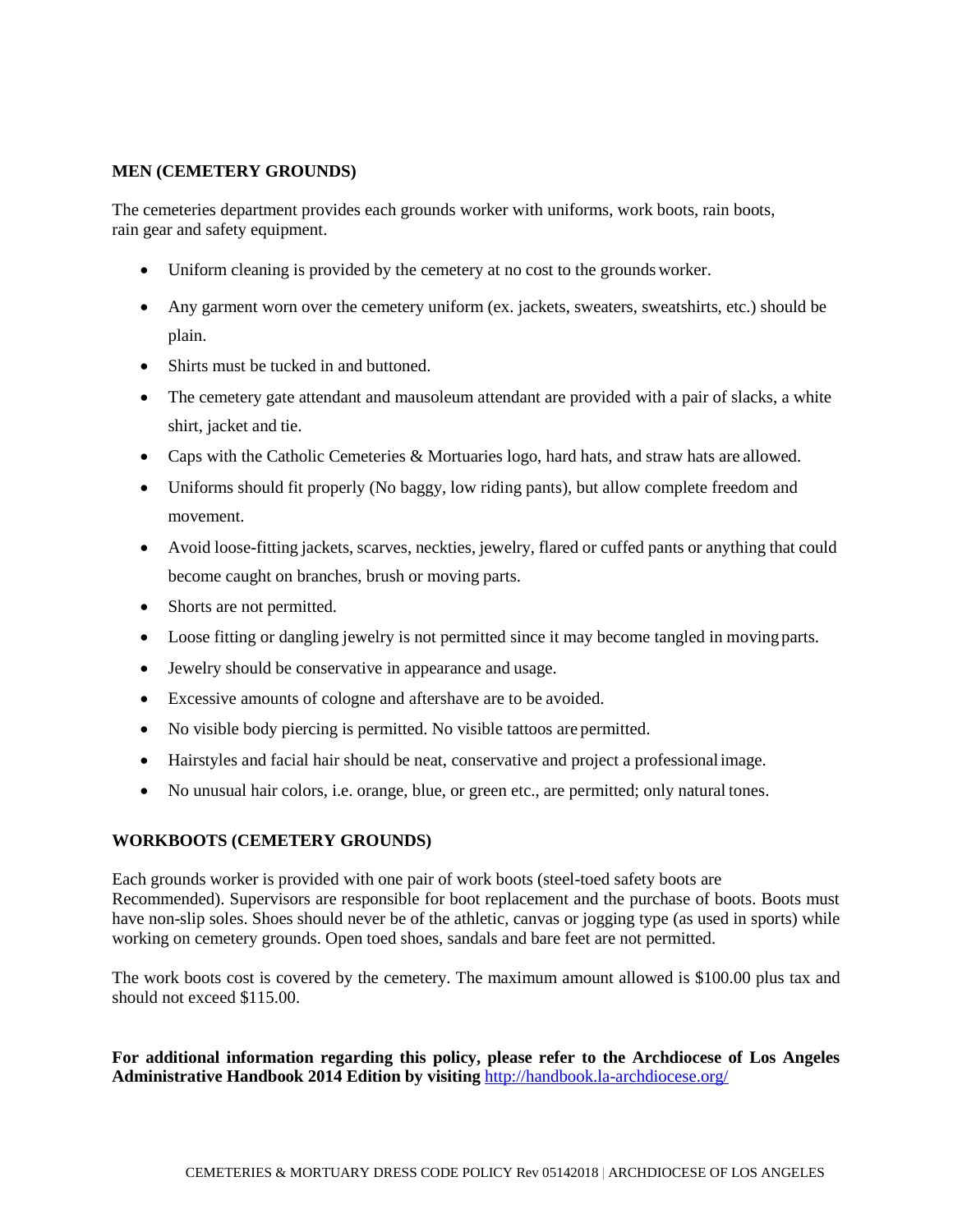**MEN (CEMETERY GROUNDS)**

The cemeteries department provides each grounds worker with uniforms, work boots, rain boots, rain gear and safety equipment.

- Uniform cleaning is provided by the cemetery at no cost to the grounds worker.
- Any garment worn over the cemetery uniform (ex. jackets, sweaters, sweatshirts, etc.) should be plain.
- Shirts must be tucked in and buttoned.
- The cemetery gate attendant and mausoleum attendant are provided with a pair of slacks, a white shirt, jacket and tie.
- Caps with the Catholic Cemeteries & Mortuaries logo, hard hats, and straw hats are allowed.
- Uniforms should fit properly (No baggy, low riding pants), but allow complete freedom and movement.
- Avoid loose-fitting jackets, scarves, neckties, jewelry, flared or cuffed pants or anything that could become caught on branches, brush or moving parts.
- Shorts are not permitted.
- Loose fitting or dangling jewelry is not permitted since it may become tangled in moving parts.
- Jewelry should be conservative in appearance and usage.
- Excessive amounts of cologne and aftershave are to be avoided.
- No visible body piercing is permitted. No visible tattoos are permitted.
- Hairstyles and facial hair should be neat, conservative and project a professional image.
- No unusual hair colors, i.e. orange, blue, or green etc., are permitted; only natural tones.

**WORKBOOTS (CEMETERY GROUNDS)**

Each grounds worker is provided with one pair of work boots (steel-toed safety boots are Recommended). Supervisors are responsible for boot replacement and the purchase of boots. Boots must have non-slip soles. Shoes should never be of the athletic, canvas or jogging type (as used in sports) while working on cemetery grounds. Open toed shoes, sandals and bare feet are not permitted.

The work boots cost is covered by the cemetery. The maximum amount allowed is $100.00 plus tax and should not exceed $115.00.

**For additional information regarding this policy, please refer to the Archdiocese of Los Angeles Administrative Handbook 2014 Edition by visiting** [http://handbook.la-archdiocese.org/](http://handbook.la-archdiocese.org/)